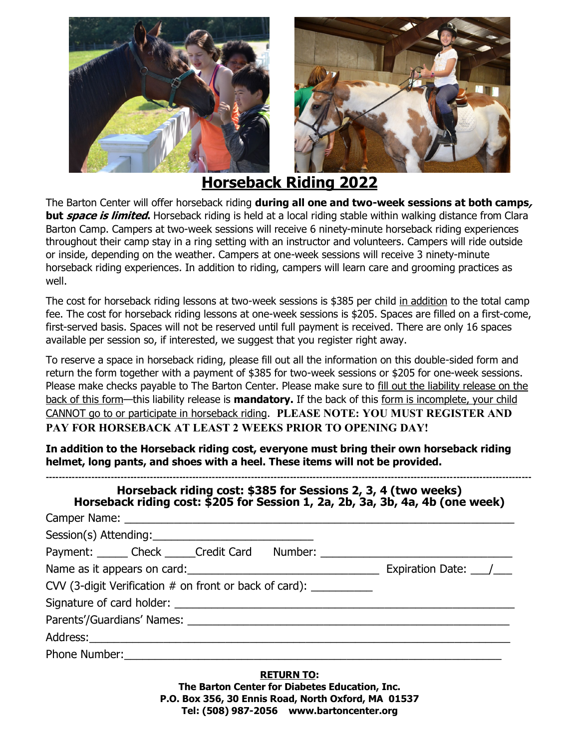# Horseback Riding 2022

The Barton Center will offer horseback riding **during all one and two-week sessions at both camps*, but *space is limited*.** Horseback riding is held at a local riding stable within walking distance from Clara Barton Camp. Campers at two-week sessions will receive 6 ninety-minute horseback riding experiences throughout their camp stay in a ring setting with an instructor and volunteers. Campers will ride outside or inside, depending on the weather. Campers at one-week sessions will receive 3 ninety-minute horseback riding experiences. In addition to riding, campers will learn care and grooming practices as well.

The cost for horseback riding lessons at two-week sessions is $385 per child in addition to the total camp fee. The cost for horseback riding lessons at one-week sessions is $205. Spaces are filled on a first-come, first-served basis. Spaces will not be reserved until full payment is received. There are only 16 spaces available per session so, if interested, we suggest that you register right away.

To reserve a space in horseback riding, please fill out all the information on this double-sided form and return the form together with a payment of $385 for two-week sessions or $205 for one-week sessions. Please make checks payable to The Barton Center. Please make sure to fill out the liability release on the back of this form—this liability release is **mandatory.** If the back of this form is incomplete, your child CANNOT go to or participate in horseback riding. **PLEASE NOTE: YOU MUST REGISTER AND PAY FOR HORSEBACK AT LEAST 2 WEEKS PRIOR TO OPENING DAY!**

**In addition to the Horseback riding cost, everyone must bring their own horseback riding helmet, long pants, and shoes with a heel. These items will not be provided.**

---

**Horseback riding cost: $385 for Sessions 2, 3, 4 (two weeks)**
**Horseback riding cost: $205 for Session 1, 2a, 2b, 3a, 3b, 4a, 4b (one week)**

Camper Name: ____________________________________________

Session(s) Attending: ______________________

Payment: _____ Check _____Credit Card Number: ____________________________

Name as it appears on card: ____________________________ Expiration Date: ___/___

CVV (3-digit Verification # on front or back of card): __________

Signature of card holder: ____________________________________________

Parents'/Guardians' Names: ____________________________________________

Address: ____________________________________________

Phone Number: ____________________________________________

**RETURN TO:**
**The Barton Center for Diabetes Education, Inc.**
**P.O. Box 356, 30 Ennis Road, North Oxford, MA 01537**
**Tel: (508) 987-2056 www.bartoncenter.org**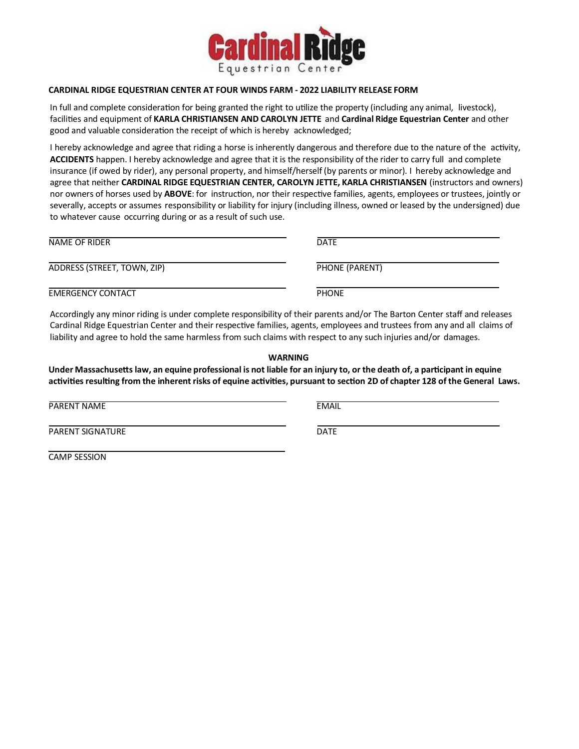Cardinal Ridge

Equestrian Center

**CARDINAL RIDGE EQUESTRIAN CENTER AT FOUR WINDS FARM - 2022 LIABILITY RELEASE FORM**

In full and complete consideration for being granted the right to utilize the property (including any animal, livestock), facilities and equipment of **KARLA CHRISTIANSEN AND CAROLYN JETTE** and **Cardinal Ridge Equestrian Center** and other good and valuable consideration the receipt of which is hereby acknowledged;

I hereby acknowledge and agree that riding a horse is inherently dangerous and therefore due to the nature of the activity, **ACCIDENTS** happen. I hereby acknowledge and agree that it is the responsibility of the rider to carry full and complete insurance (if owed by rider), any personal property, and himself/herself (by parents or minor). I hereby acknowledge and agree that neither **CARDINAL RIDGE EQUESTRIAN CENTER, CAROLYN JETTE, KARLA CHRISTIANSEN** (instructors and owners) nor owners of horses used by **ABOVE**: for instruction, nor their respective families, agents, employees or trustees, jointly or severally, accepts or assumes responsibility or liability for injury (including illness, owned or leased by the undersigned) due to whatever cause occurring during or as a result of such use.

NAME OF RIDER ______________________ DATE ______________________

ADDRESS (STREET, TOWN, ZIP) ______________________ PHONE (PARENT) ______________________

EMERGENCY CONTACT ______________________ PHONE ______________________

Accordingly any minor riding is under complete responsibility of their parents and/or The Barton Center staff and releases Cardinal Ridge Equestrian Center and their respective families, agents, employees and trustees from any and all claims of liability and agree to hold the same harmless from such claims with respect to any such injuries and/or damages.

**WARNING**

**Under Massachusetts law, an equine professional is not liable for an injury to, or the death of, a participant in equine activities resulting from the inherent risks of equine activities, pursuant to section 2D of chapter 128 of the General Laws.**

PARENT NAME ______________________ EMAIL ______________________

PARENT SIGNATURE ______________________ DATE ______________________

CAMP SESSION ______________________